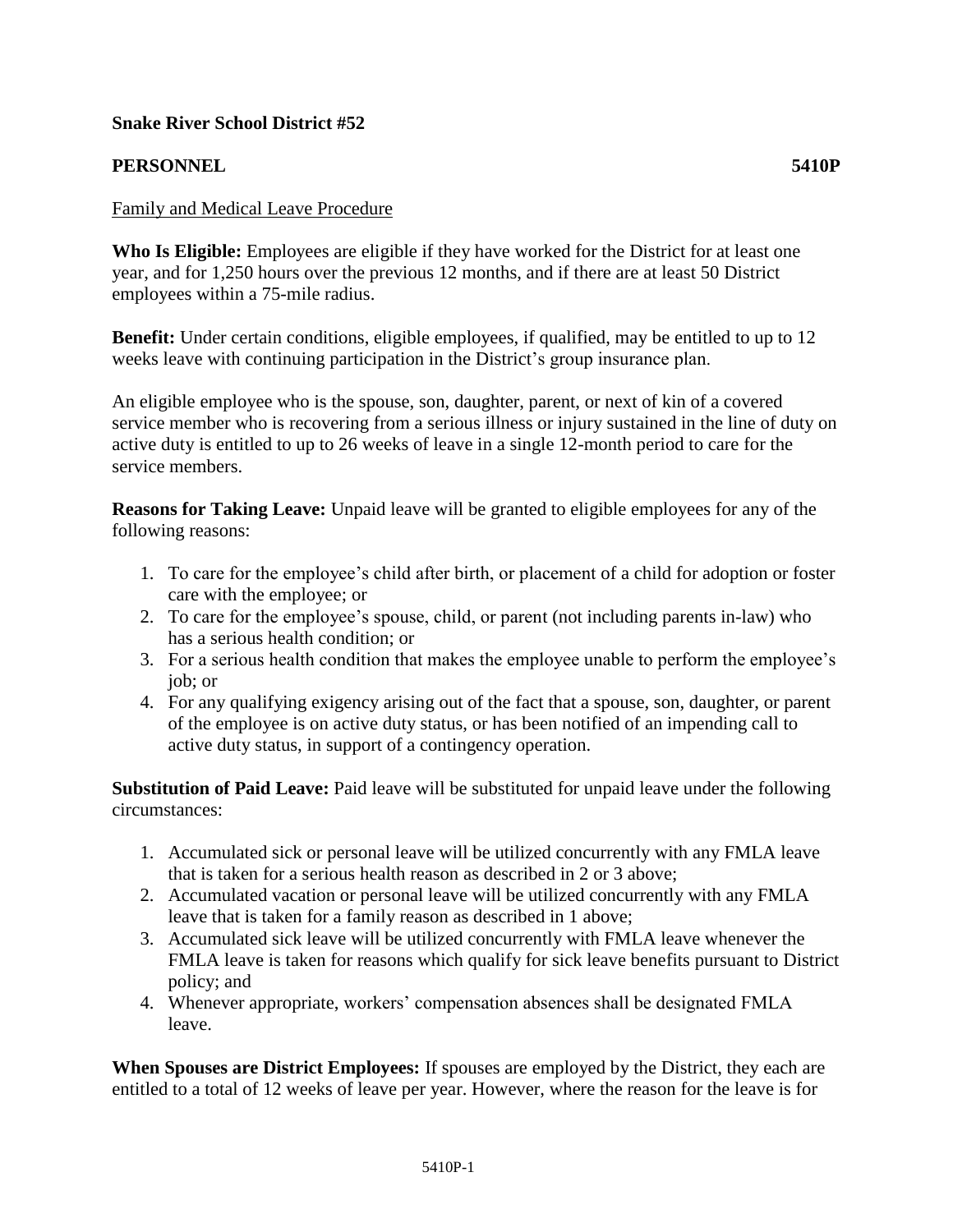**Snake River School District #52**

**PERSONNEL** **5410P**

Family and Medical Leave Procedure

**Who Is Eligible:** Employees are eligible if they have worked for the District for at least one year, and for 1,250 hours over the previous 12 months, and if there are at least 50 District employees within a 75-mile radius.

**Benefit:** Under certain conditions, eligible employees, if qualified, may be entitled to up to 12 weeks leave with continuing participation in the District's group insurance plan.

An eligible employee who is the spouse, son, daughter, parent, or next of kin of a covered service member who is recovering from a serious illness or injury sustained in the line of duty on active duty is entitled to up to 26 weeks of leave in a single 12-month period to care for the service members.

**Reasons for Taking Leave:** Unpaid leave will be granted to eligible employees for any of the following reasons:

1. To care for the employee's child after birth, or placement of a child for adoption or foster care with the employee; or
2. To care for the employee's spouse, child, or parent (not including parents in-law) who has a serious health condition; or
3. For a serious health condition that makes the employee unable to perform the employee's job; or
4. For any qualifying exigency arising out of the fact that a spouse, son, daughter, or parent of the employee is on active duty status, or has been notified of an impending call to active duty status, in support of a contingency operation.

**Substitution of Paid Leave:** Paid leave will be substituted for unpaid leave under the following circumstances:

1. Accumulated sick or personal leave will be utilized concurrently with any FMLA leave that is taken for a serious health reason as described in 2 or 3 above;
2. Accumulated vacation or personal leave will be utilized concurrently with any FMLA leave that is taken for a family reason as described in 1 above;
3. Accumulated sick leave will be utilized concurrently with FMLA leave whenever the FMLA leave is taken for reasons which qualify for sick leave benefits pursuant to District policy; and
4. Whenever appropriate, workers' compensation absences shall be designated FMLA leave.

**When Spouses are District Employees:** If spouses are employed by the District, they each are entitled to a total of 12 weeks of leave per year. However, where the reason for the leave is for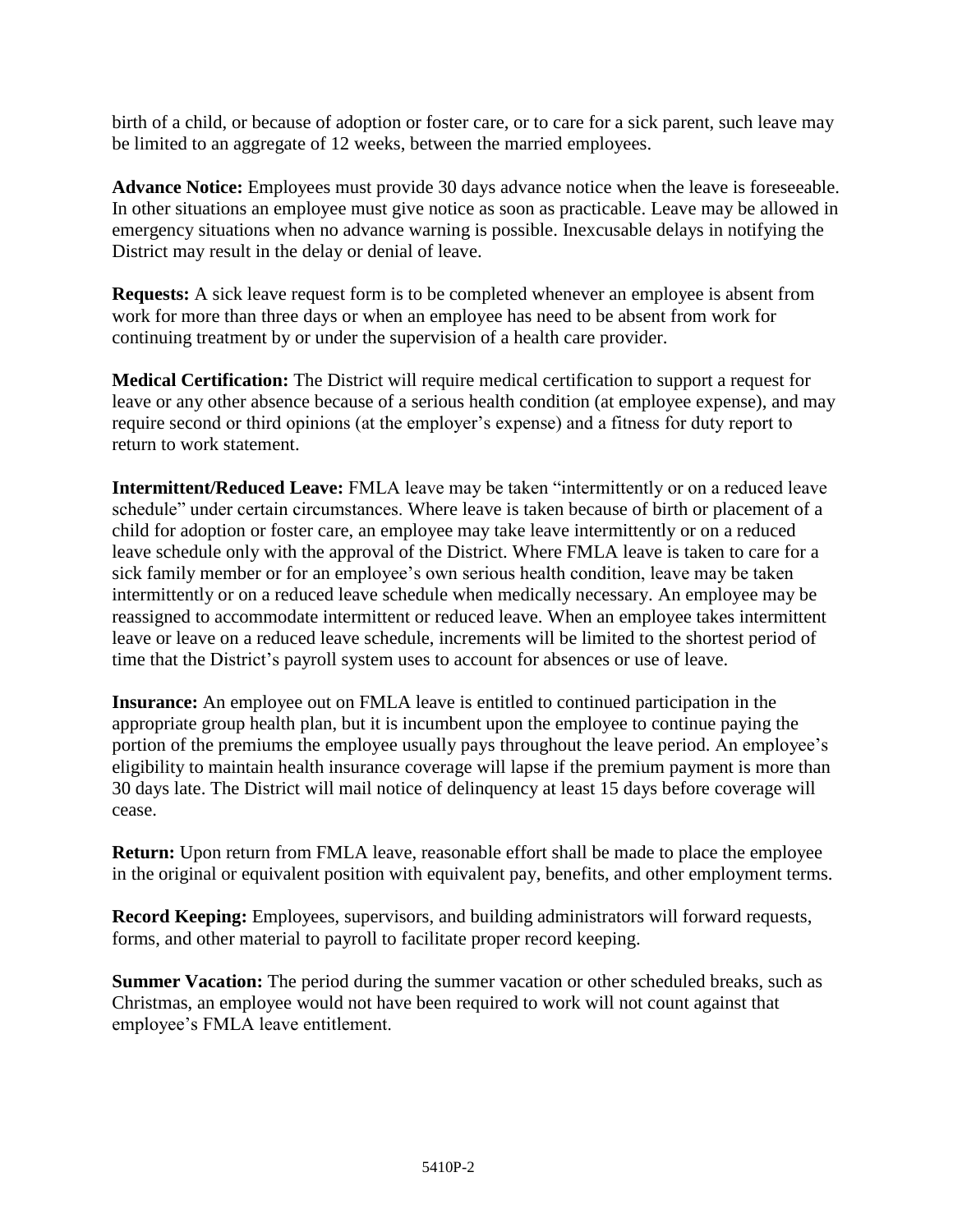birth of a child, or because of adoption or foster care, or to care for a sick parent, such leave may be limited to an aggregate of 12 weeks, between the married employees.

**Advance Notice:** Employees must provide 30 days advance notice when the leave is foreseeable. In other situations an employee must give notice as soon as practicable. Leave may be allowed in emergency situations when no advance warning is possible. Inexcusable delays in notifying the District may result in the delay or denial of leave.

**Requests:** A sick leave request form is to be completed whenever an employee is absent from work for more than three days or when an employee has need to be absent from work for continuing treatment by or under the supervision of a health care provider.

**Medical Certification:** The District will require medical certification to support a request for leave or any other absence because of a serious health condition (at employee expense), and may require second or third opinions (at the employer's expense) and a fitness for duty report to return to work statement.

**Intermittent/Reduced Leave:** FMLA leave may be taken "intermittently or on a reduced leave schedule" under certain circumstances. Where leave is taken because of birth or placement of a child for adoption or foster care, an employee may take leave intermittently or on a reduced leave schedule only with the approval of the District. Where FMLA leave is taken to care for a sick family member or for an employee's own serious health condition, leave may be taken intermittently or on a reduced leave schedule when medically necessary. An employee may be reassigned to accommodate intermittent or reduced leave. When an employee takes intermittent leave or leave on a reduced leave schedule, increments will be limited to the shortest period of time that the District's payroll system uses to account for absences or use of leave.

**Insurance:** An employee out on FMLA leave is entitled to continued participation in the appropriate group health plan, but it is incumbent upon the employee to continue paying the portion of the premiums the employee usually pays throughout the leave period. An employee's eligibility to maintain health insurance coverage will lapse if the premium payment is more than 30 days late. The District will mail notice of delinquency at least 15 days before coverage will cease.

**Return:** Upon return from FMLA leave, reasonable effort shall be made to place the employee in the original or equivalent position with equivalent pay, benefits, and other employment terms.

**Record Keeping:** Employees, supervisors, and building administrators will forward requests, forms, and other material to payroll to facilitate proper record keeping.

**Summer Vacation:** The period during the summer vacation or other scheduled breaks, such as Christmas, an employee would not have been required to work will not count against that employee's FMLA leave entitlement.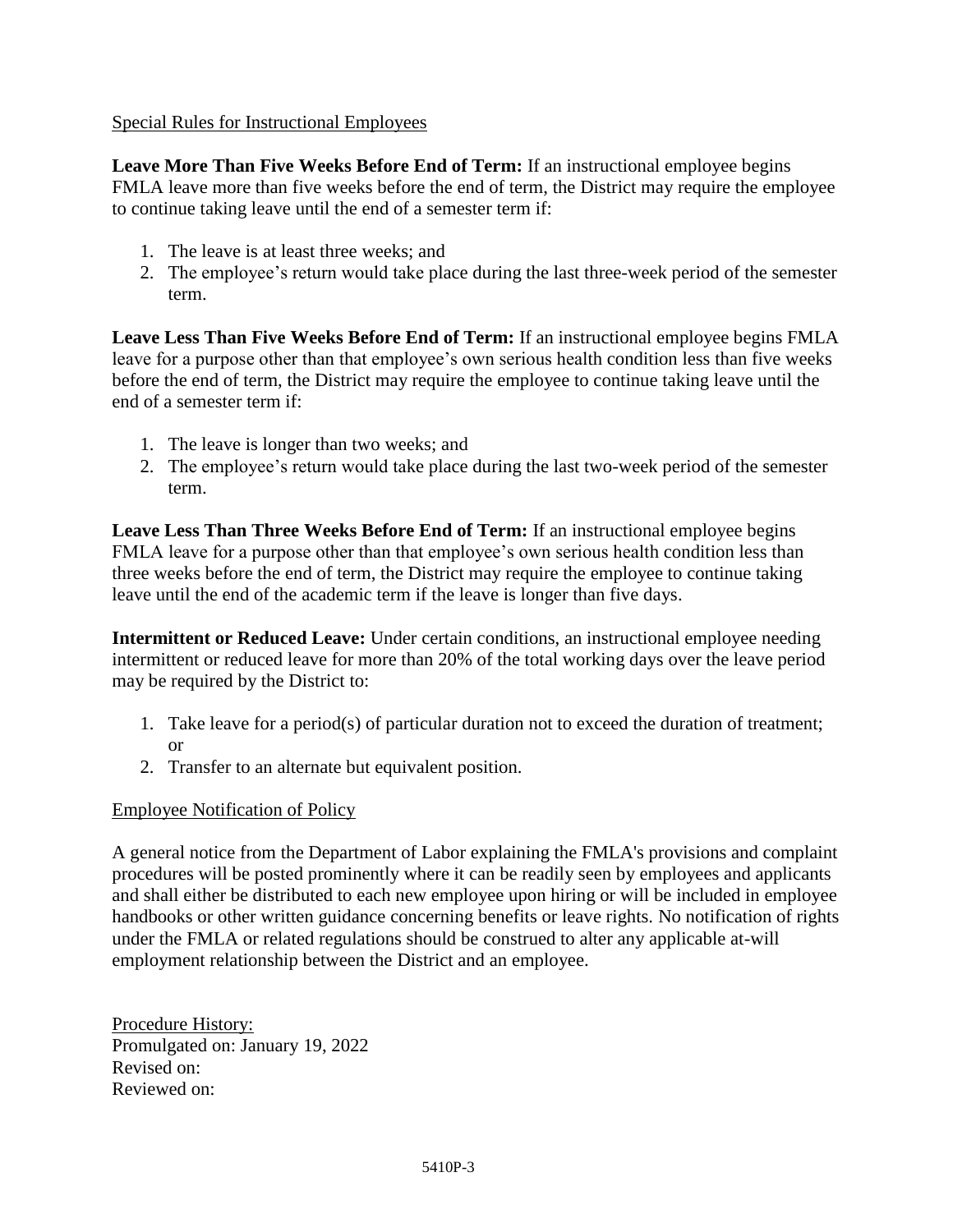Special Rules for Instructional Employees

**Leave More Than Five Weeks Before End of Term:** If an instructional employee begins FMLA leave more than five weeks before the end of term, the District may require the employee to continue taking leave until the end of a semester term if:

1. The leave is at least three weeks; and
2. The employee's return would take place during the last three-week period of the semester term.

**Leave Less Than Five Weeks Before End of Term:** If an instructional employee begins FMLA leave for a purpose other than that employee's own serious health condition less than five weeks before the end of term, the District may require the employee to continue taking leave until the end of a semester term if:

1. The leave is longer than two weeks; and
2. The employee's return would take place during the last two-week period of the semester term.

**Leave Less Than Three Weeks Before End of Term:** If an instructional employee begins FMLA leave for a purpose other than that employee's own serious health condition less than three weeks before the end of term, the District may require the employee to continue taking leave until the end of the academic term if the leave is longer than five days.

**Intermittent or Reduced Leave:** Under certain conditions, an instructional employee needing intermittent or reduced leave for more than 20% of the total working days over the leave period may be required by the District to:

1. Take leave for a period(s) of particular duration not to exceed the duration of treatment; or
2. Transfer to an alternate but equivalent position.

Employee Notification of Policy

A general notice from the Department of Labor explaining the FMLA's provisions and complaint procedures will be posted prominently where it can be readily seen by employees and applicants and shall either be distributed to each new employee upon hiring or will be included in employee handbooks or other written guidance concerning benefits or leave rights. No notification of rights under the FMLA or related regulations should be construed to alter any applicable at-will employment relationship between the District and an employee.

Procedure History:
Promulgated on: January 19, 2022
Revised on:
Reviewed on: